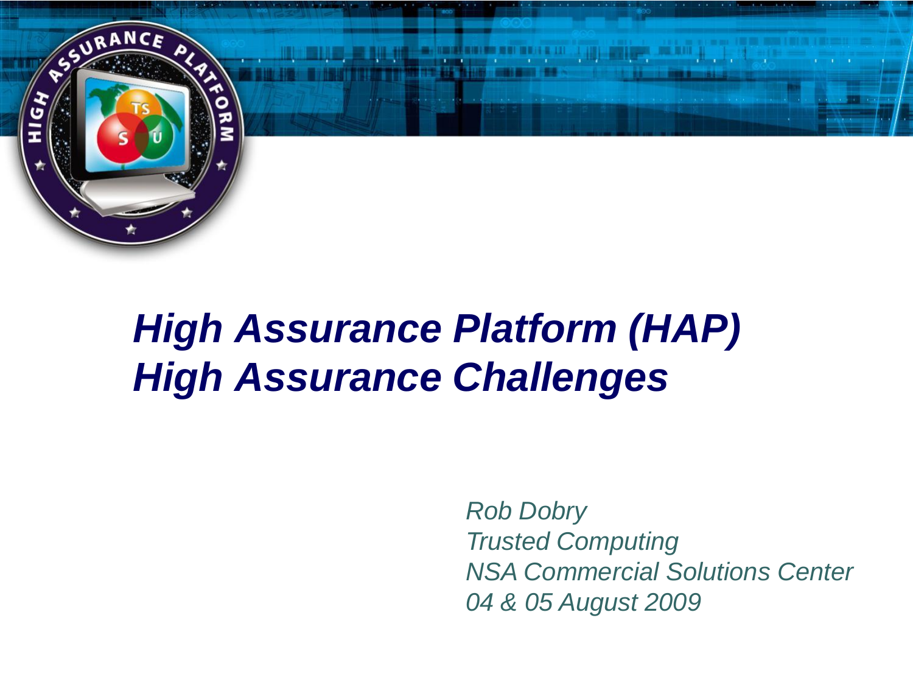# *High Assurance Platform (HAP)*
# *High Assurance Challenges*

*Rob Dobry*
*Trusted Computing*
*NSA Commercial Solutions Center*
*04 & 05 August 2009*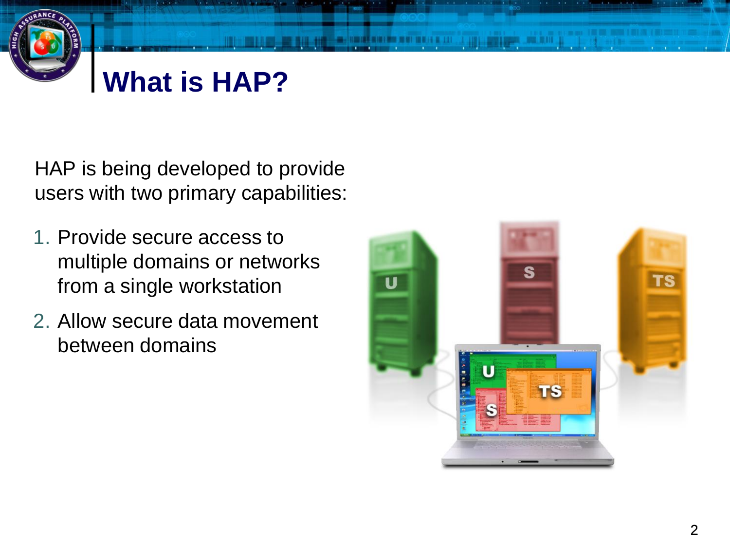# What is HAP?

HAP is being developed to provide users with two primary capabilities:

1. Provide secure access to multiple domains or networks from a single workstation
2. Allow secure data movement between domains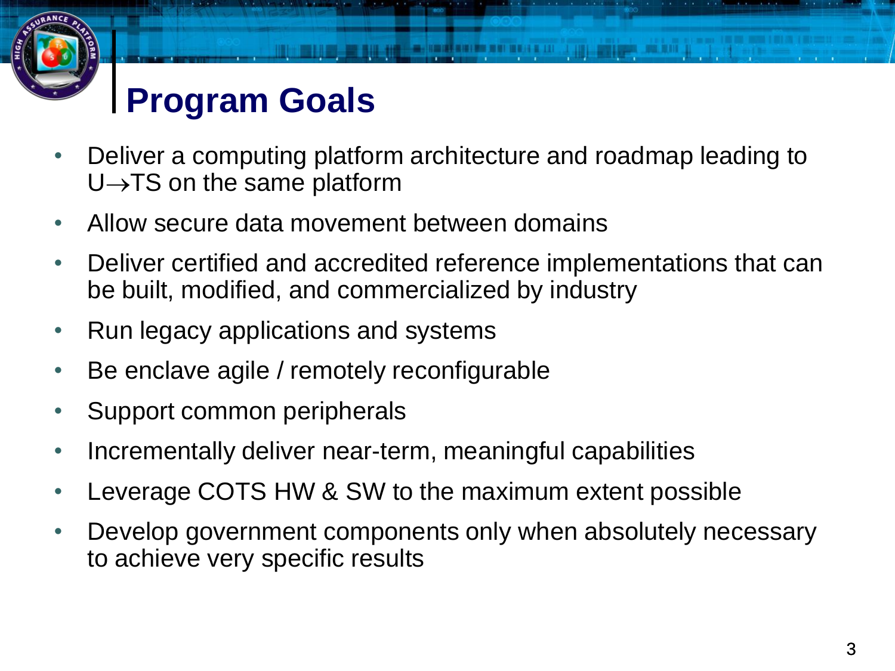# Program Goals

- Deliver a computing platform architecture and roadmap leading to U→TS on the same platform
- Allow secure data movement between domains
- Deliver certified and accredited reference implementations that can be built, modified, and commercialized by industry
- Run legacy applications and systems
- Be enclave agile / remotely reconfigurable
- Support common peripherals
- Incrementally deliver near-term, meaningful capabilities
- Leverage COTS HW & SW to the maximum extent possible
- Develop government components only when absolutely necessary to achieve very specific results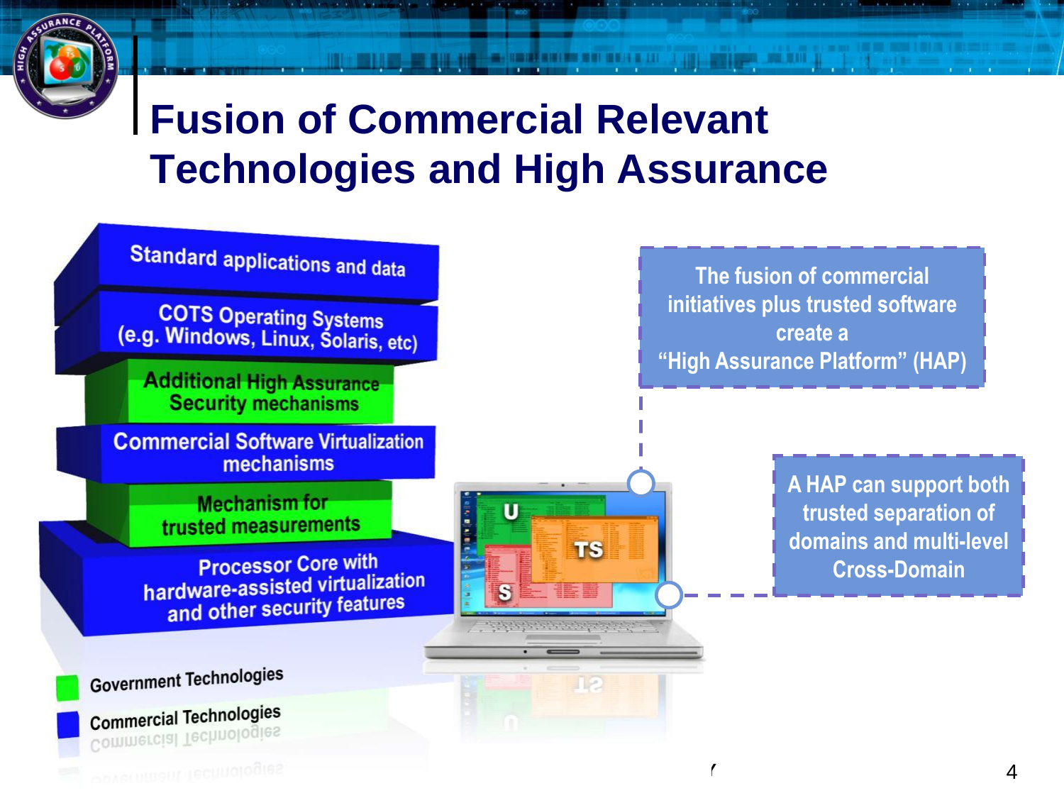# Fusion of Commercial Relevant Technologies and High Assurance

Standard applications and data

COTS Operating Systems
(e.g. Windows, Linux, Solaris, etc)

Additional High Assurance
Security mechanisms

Commercial Software Virtualization
mechanisms

Mechanism for
trusted measurements

Processor Core with
hardware-assisted virtualization
and other security features

Government Technologies

Commercial Technologies

U

TS

S

The fusion of commercial initiatives plus trusted software create a "High Assurance Platform" (HAP)

A HAP can support both trusted separation of domains and multi-level Cross-Domain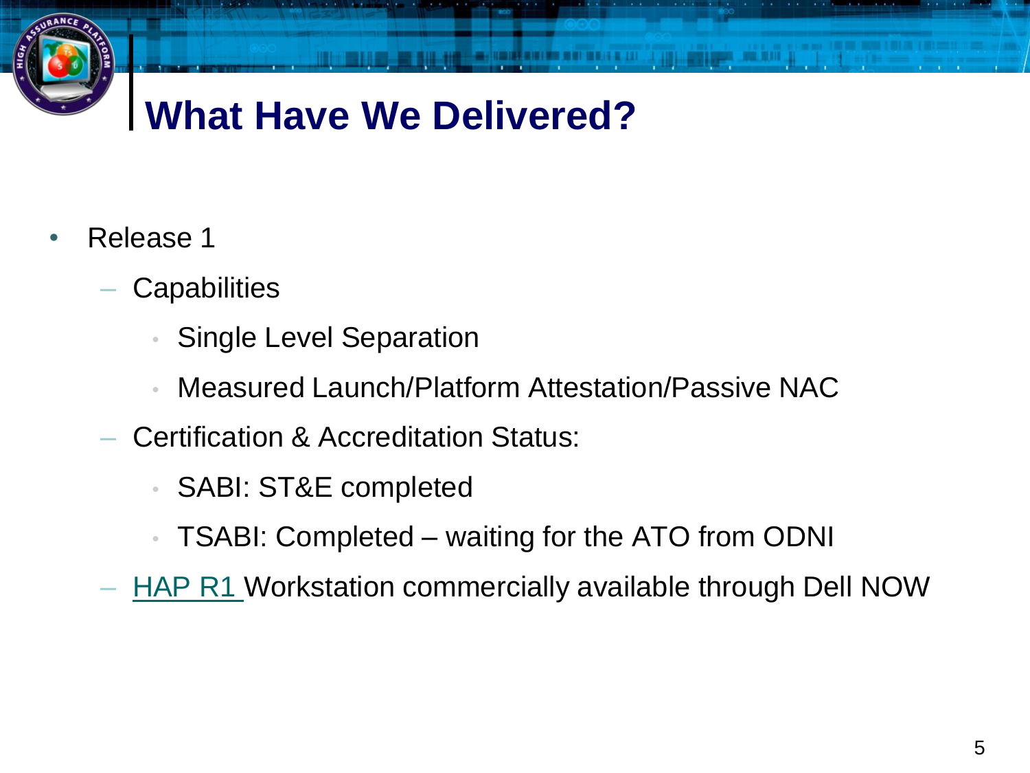# What Have We Delivered?

- Release 1
  - Capabilities
    - Single Level Separation
    - Measured Launch/Platform Attestation/Passive NAC
  - Certification & Accreditation Status:
    - SABI: ST&E completed
    - TSABI: Completed – waiting for the ATO from ODNI
  - HAP R1 Workstation commercially available through Dell NOW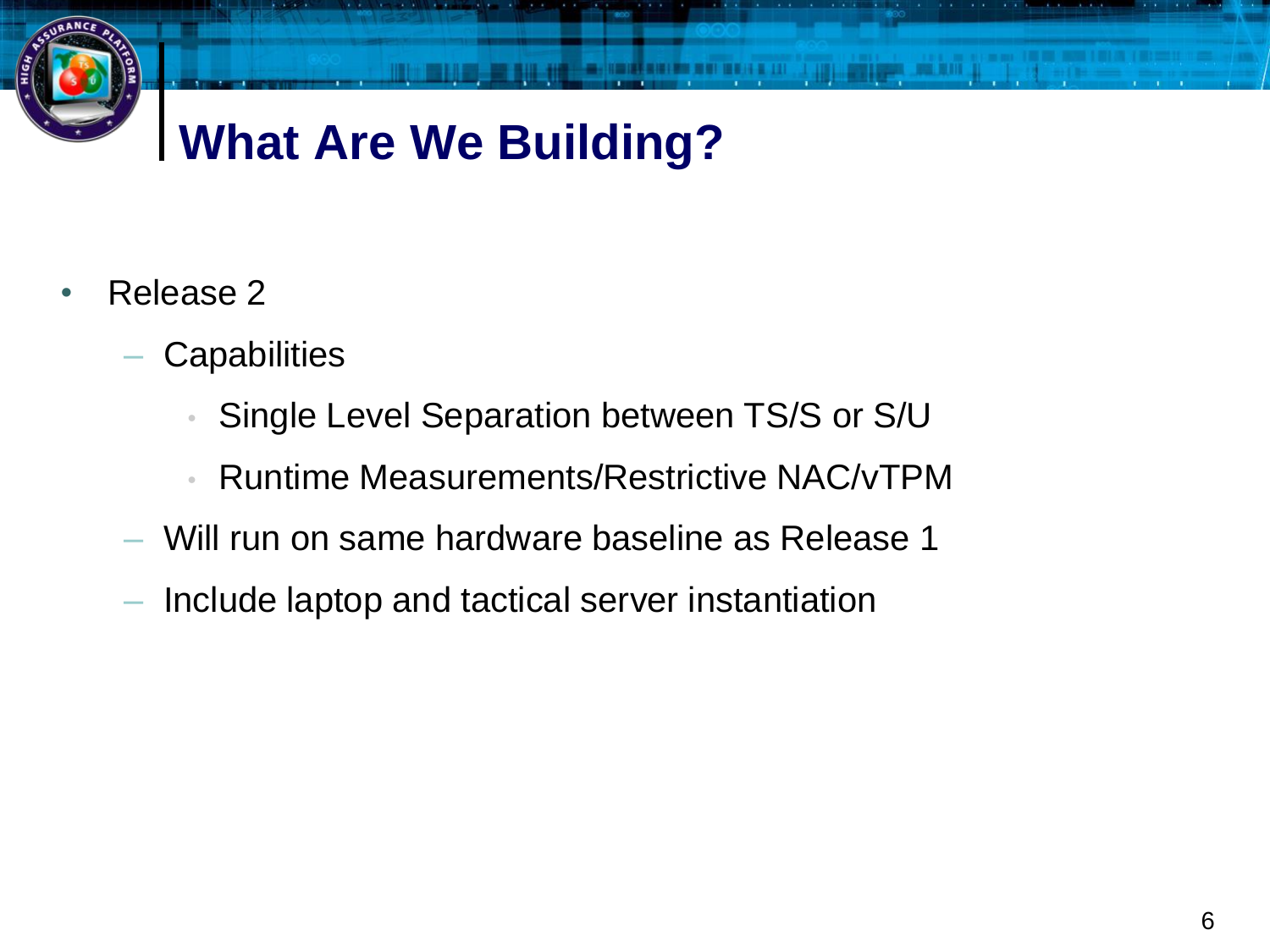# What Are We Building?

- Release 2
  - Capabilities
    - Single Level Separation between TS/S or S/U
    - Runtime Measurements/Restrictive NAC/vTPM
  - Will run on same hardware baseline as Release 1
  - Include laptop and tactical server instantiation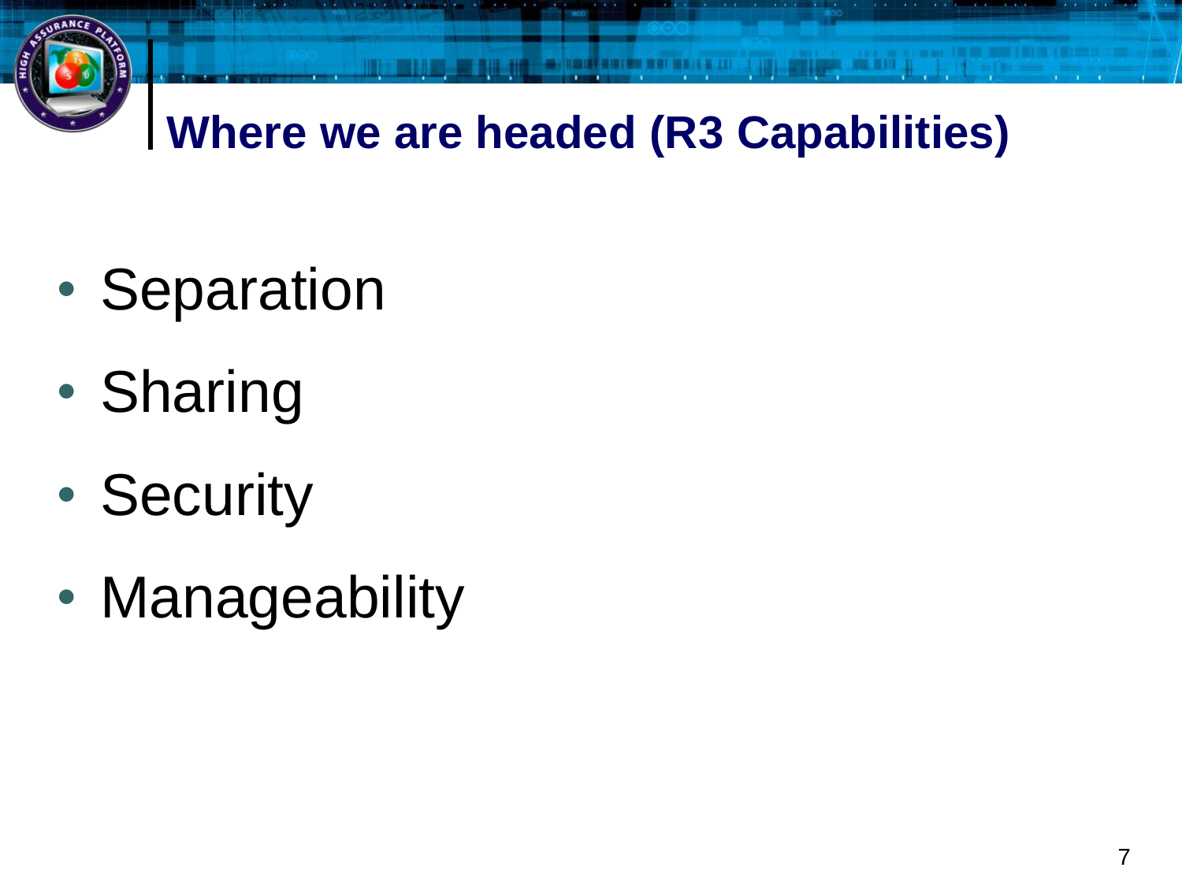## Where we are headed (R3 Capabilities)

- Separation
- Sharing
- Security
- Manageability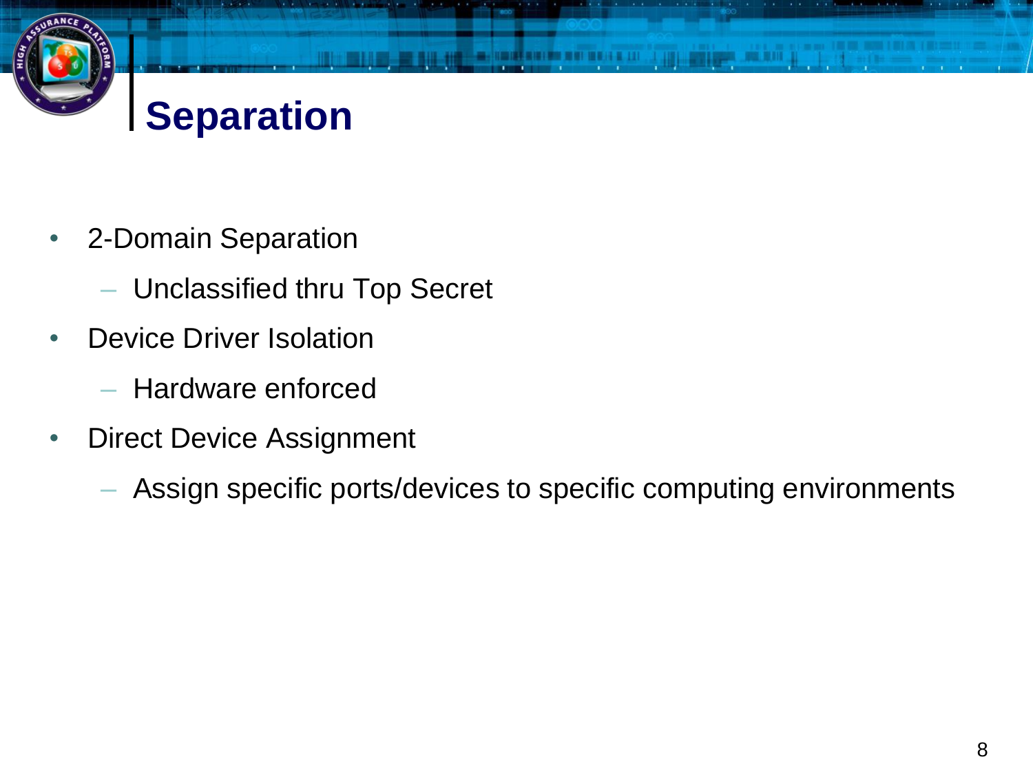# Separation

- 2-Domain Separation
  - Unclassified thru Top Secret
- Device Driver Isolation
  - Hardware enforced
- Direct Device Assignment
  - Assign specific ports/devices to specific computing environments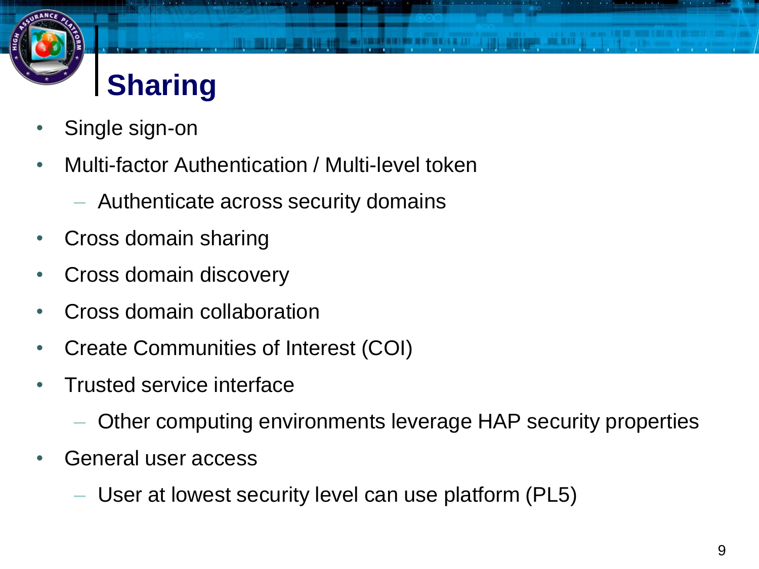# Sharing

- Single sign-on
- Multi-factor Authentication / Multi-level token
  - Authenticate across security domains
- Cross domain sharing
- Cross domain discovery
- Cross domain collaboration
- Create Communities of Interest (COI)
- Trusted service interface
  - Other computing environments leverage HAP security properties
- General user access
  - User at lowest security level can use platform (PL5)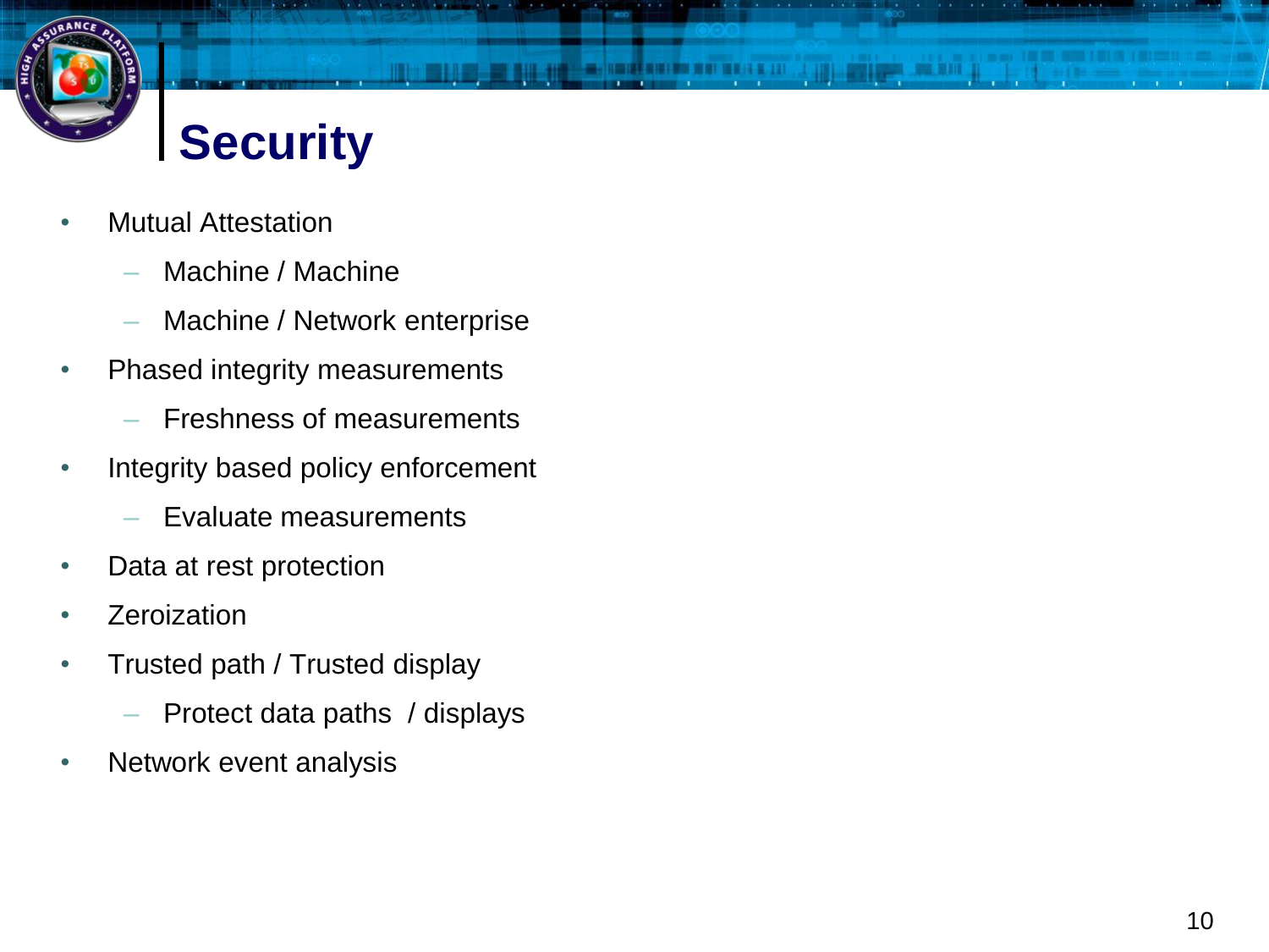# Security

- Mutual Attestation
  - Machine / Machine
  - Machine / Network enterprise
- Phased integrity measurements
  - Freshness of measurements
- Integrity based policy enforcement
  - Evaluate measurements
- Data at rest protection
- Zeroization
- Trusted path / Trusted display
  - Protect data paths  / displays
- Network event analysis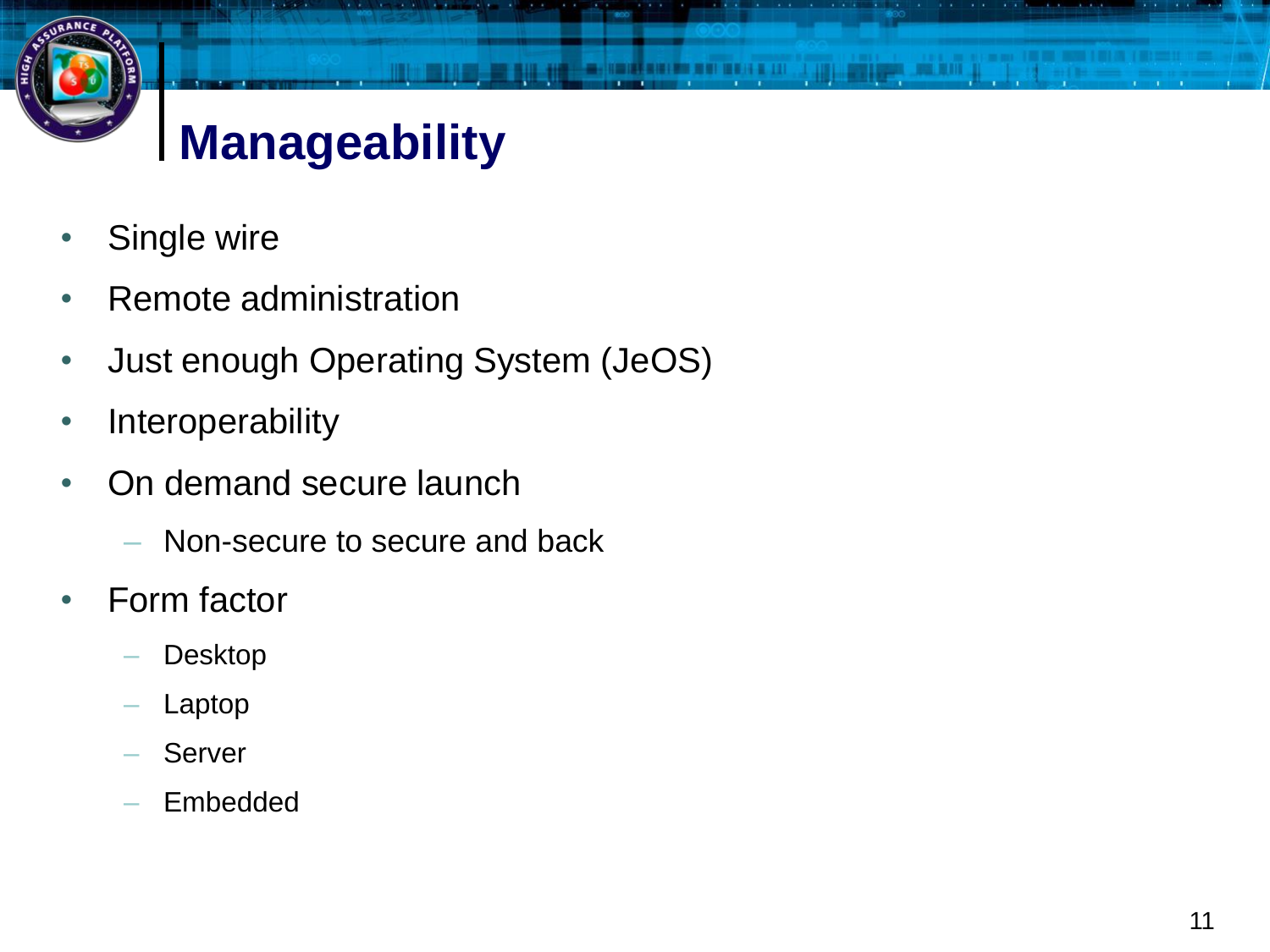# Manageability

- Single wire
- Remote administration
- Just enough Operating System (JeOS)
- Interoperability
- On demand secure launch
  - Non-secure to secure and back
- Form factor
  - Desktop
  - Laptop
  - Server
  - Embedded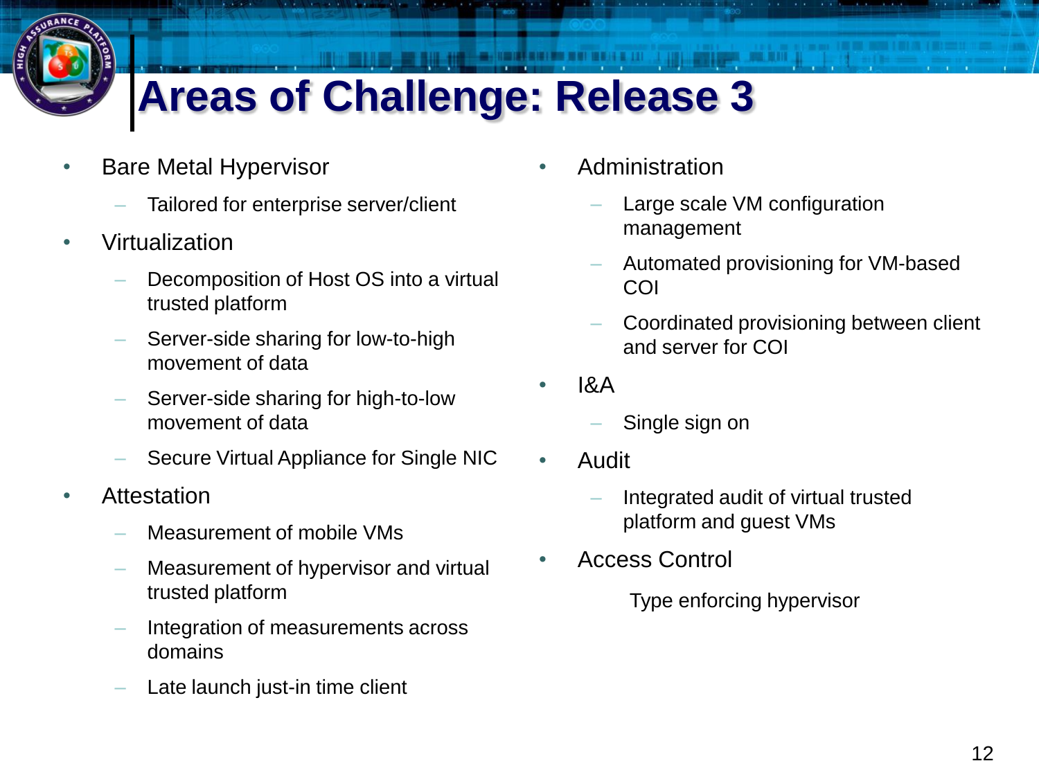# Areas of Challenge: Release 3

- Bare Metal Hypervisor
  - Tailored for enterprise server/client
- Virtualization
  - Decomposition of Host OS into a virtual trusted platform
  - Server-side sharing for low-to-high movement of data
  - Server-side sharing for high-to-low movement of data
  - Secure Virtual Appliance for Single NIC
- Attestation
  - Measurement of mobile VMs
  - Measurement of hypervisor and virtual trusted platform
  - Integration of measurements across domains
  - Late launch just-in time client
- Administration
  - Large scale VM configuration management
  - Automated provisioning for VM-based COI
  - Coordinated provisioning between client and server for COI
- I&A
  - Single sign on
- Audit
  - Integrated audit of virtual trusted platform and guest VMs
- Access Control

  Type enforcing hypervisor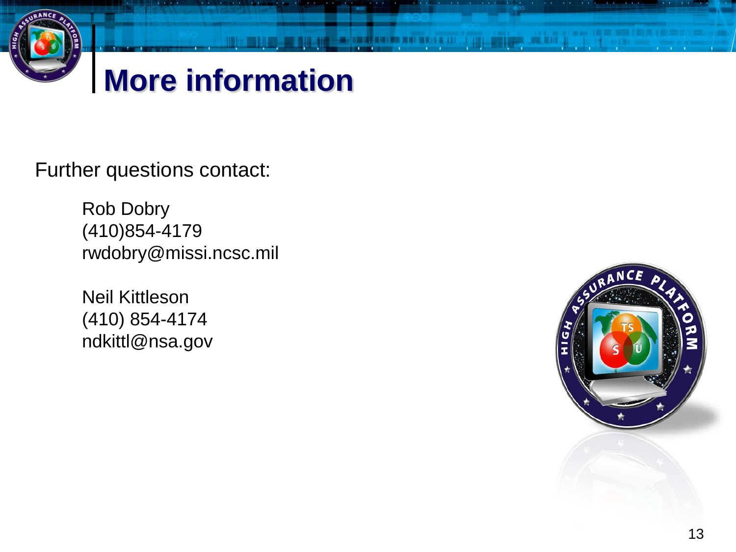# More information

Further questions contact:

Rob Dobry
(410)854-4179
rwdobry@missi.ncsc.mil

Neil Kittleson
(410) 854-4174
ndkittl@nsa.gov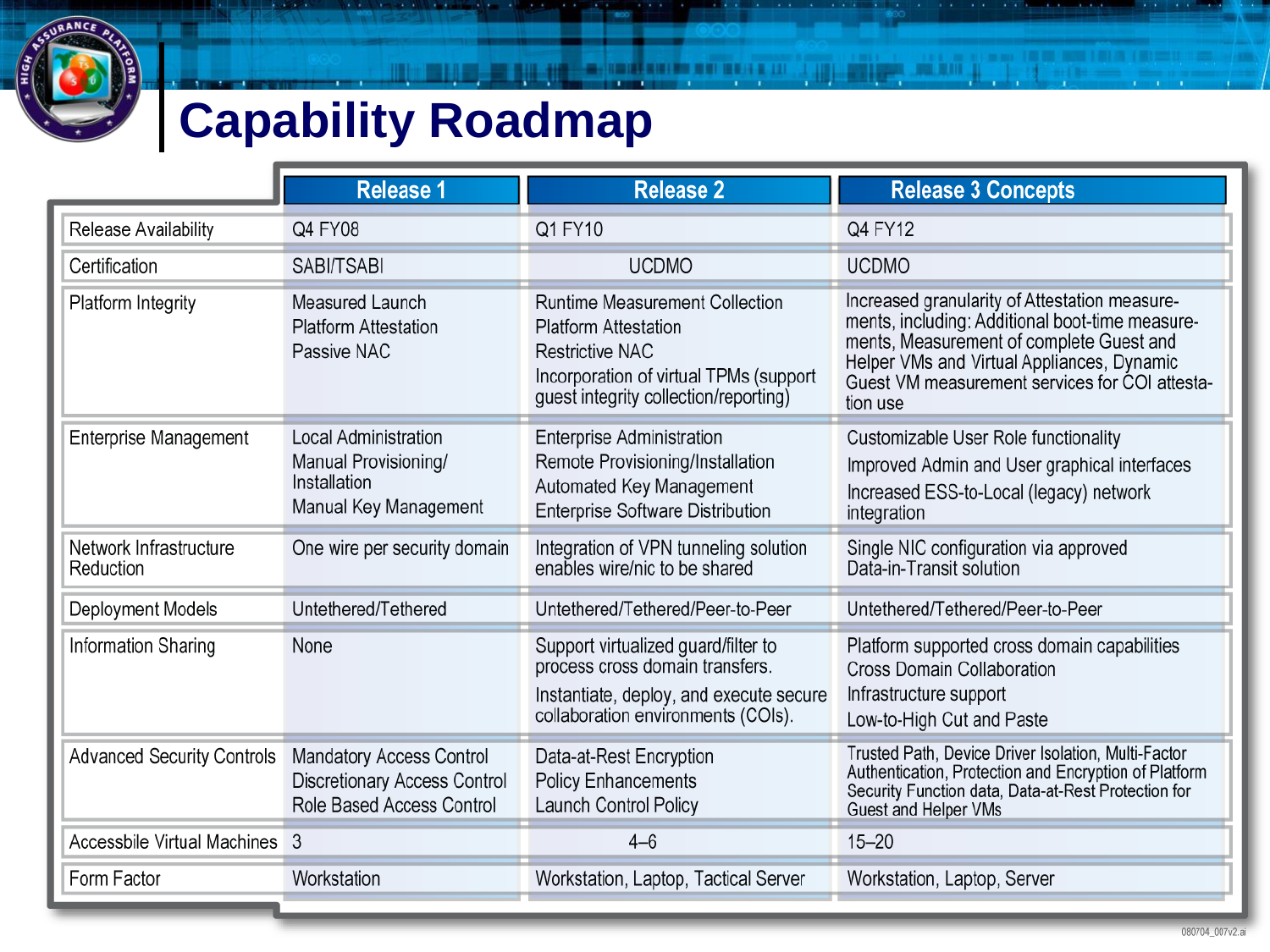# Capability Roadmap

| | Release 1 | Release 2 | Release 3 Concepts |
|---|---|---|---|
| Release Availability | Q4 FY08 | Q1 FY10 | Q4 FY12 |
| Certification | SABI/TSABI | UCDMO | UCDMO |
| Platform Integrity | Measured Launch<br>Platform Attestation<br>Passive NAC | Runtime Measurement Collection<br>Platform Attestation<br>Restrictive NAC<br>Incorporation of virtual TPMs (support guest integrity collection/reporting) | Increased granularity of Attestation measurements, including: Additional boot-time measurements, Measurement of complete Guest and Helper VMs and Virtual Appliances, Dynamic Guest VM measurement services for COI attestation use |
| Enterprise Management | Local Administration<br>Manual Provisioning/ Installation<br>Manual Key Management | Enterprise Administration<br>Remote Provisioning/Installation<br>Automated Key Management<br>Enterprise Software Distribution | Customizable User Role functionality<br>Improved Admin and User graphical interfaces<br>Increased ESS-to-Local (legacy) network integration |
| Network Infrastructure Reduction | One wire per security domain | Integration of VPN tunneling solution enables wire/nic to be shared | Single NIC configuration via approved Data-in-Transit solution |
| Deployment Models | Untethered/Tethered | Untethered/Tethered/Peer-to-Peer | Untethered/Tethered/Peer-to-Peer |
| Information Sharing | None | Support virtualized guard/filter to process cross domain transfers.<br>Instantiate, deploy, and execute secure collaboration environments (COIs). | Platform supported cross domain capabilities<br>Cross Domain Collaboration<br>Infrastructure support<br>Low-to-High Cut and Paste |
| Advanced Security Controls | Mandatory Access Control<br>Discretionary Access Control<br>Role Based Access Control | Data-at-Rest Encryption<br>Policy Enhancements<br>Launch Control Policy | Trusted Path, Device Driver Isolation, Multi-Factor Authentication, Protection and Encryption of Platform Security Function data, Data-at-Rest Protection for Guest and Helper VMs |
| Accessbile Virtual Machines | 3 | 4–6 | 15–20 |
| Form Factor | Workstation | Workstation, Laptop, Tactical Server | Workstation, Laptop, Server |

080704_007v2.ai